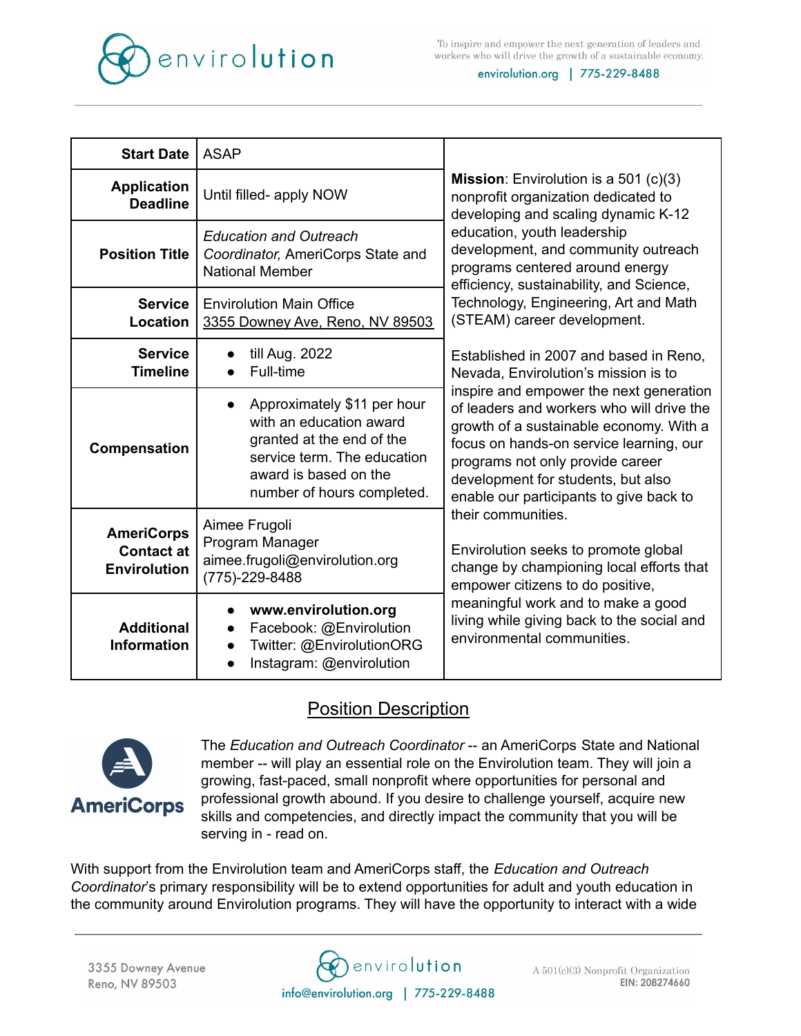| | | |
|---|---|---|
| **Start Date** | ASAP | **Mission**: Envirolution is a 501 (c)(3) nonprofit organization dedicated to developing and scaling dynamic K-12 education, youth leadership development, and community outreach programs centered around energy efficiency, sustainability, and Science, Technology, Engineering, Art and Math (STEAM) career development.<br><br>Established in 2007 and based in Reno, Nevada, Envirolution's mission is to inspire and empower the next generation of leaders and workers who will drive the growth of a sustainable economy. With a focus on hands-on service learning, our programs not only provide career development for students, but also enable our participants to give back to their communities.<br><br>Envirolution seeks to promote global change by championing local efforts that empower citizens to do positive, meaningful work and to make a good living while giving back to the social and environmental communities. |
| **Application Deadline** | Until filled- apply NOW | |
| **Position Title** | *Education and Outreach Coordinator,* AmeriCorps State and National Member | |
| **Service Location** | Envirolution Main Office<br>3355 Downey Ave, Reno, NV 89503 | |
| **Service Timeline** | • till Aug. 2022<br>• Full-time | |
| **Compensation** | • Approximately $11 per hour with an education award granted at the end of the service term. The education award is based on the number of hours completed. | |
| **AmeriCorps Contact at Envirolution** | Aimee Frugoli<br>Program Manager<br>aimee.frugoli@envirolution.org<br>(775)-229-8488 | |
| **Additional Information** | • **www.envirolution.org**<br>• Facebook: @Envirolution<br>• Twitter: @EnvirolutionORG<br>• Instagram: @envirolution | |

## Position Description

The *Education and Outreach Coordinator* -- an AmeriCorps State and National member -- will play an essential role on the Envirolution team. They will join a growing, fast-paced, small nonprofit where opportunities for personal and professional growth abound. If you desire to challenge yourself, acquire new skills and competencies, and directly impact the community that you will be serving in - read on.

With support from the Envirolution team and AmeriCorps staff, the *Education and Outreach Coordinator*'s primary responsibility will be to extend opportunities for adult and youth education in the community around Envirolution programs. They will have the opportunity to interact with a wide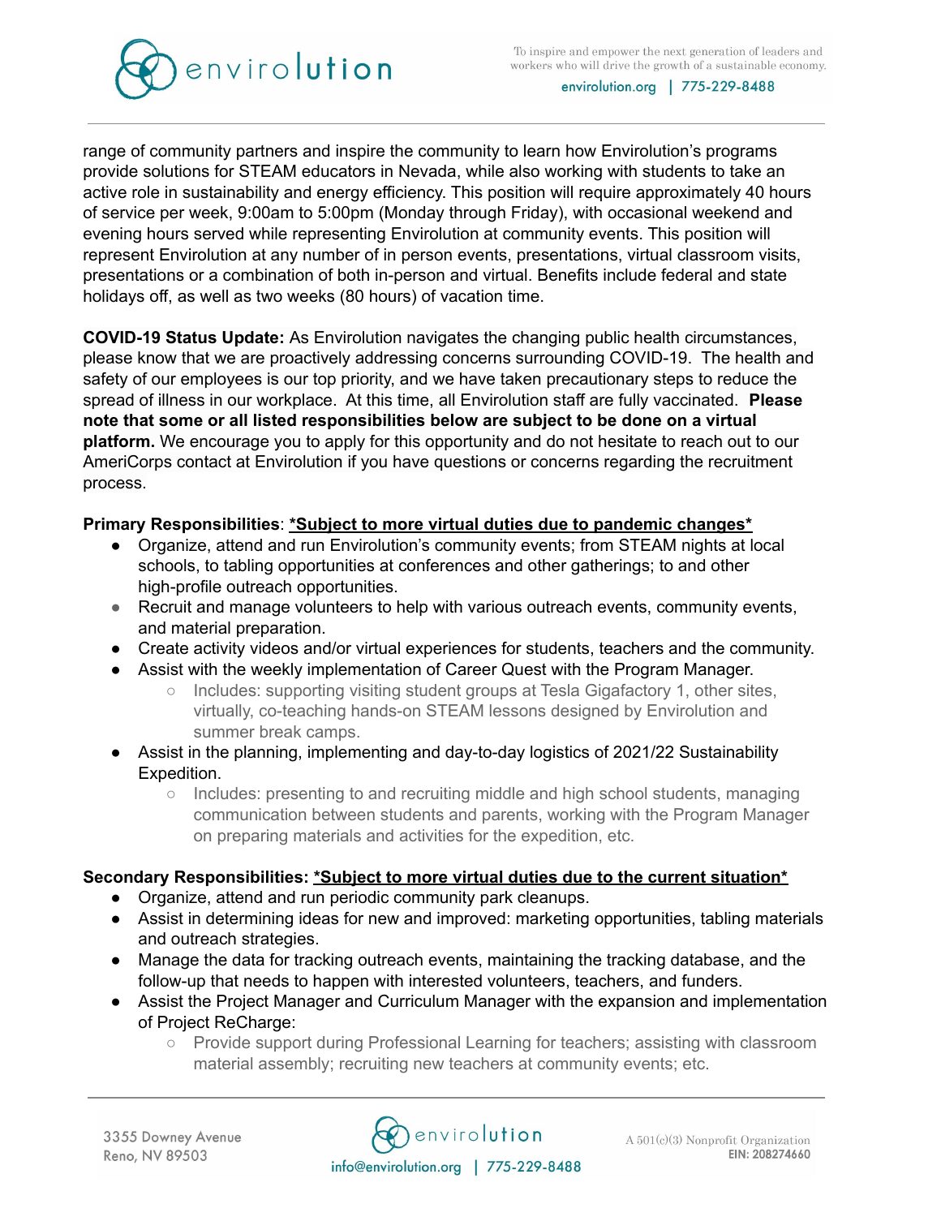range of community partners and inspire the community to learn how Envirolution's programs provide solutions for STEAM educators in Nevada, while also working with students to take an active role in sustainability and energy efficiency. This position will require approximately 40 hours of service per week, 9:00am to 5:00pm (Monday through Friday), with occasional weekend and evening hours served while representing Envirolution at community events. This position will represent Envirolution at any number of in person events, presentations, virtual classroom visits, presentations or a combination of both in-person and virtual. Benefits include federal and state holidays off, as well as two weeks (80 hours) of vacation time.

**COVID-19 Status Update:** As Envirolution navigates the changing public health circumstances, please know that we are proactively addressing concerns surrounding COVID-19. The health and safety of our employees is our top priority, and we have taken precautionary steps to reduce the spread of illness in our workplace. At this time, all Envirolution staff are fully vaccinated. **Please note that some or all listed responsibilities below are subject to be done on a virtual platform.** We encourage you to apply for this opportunity and do not hesitate to reach out to our AmeriCorps contact at Envirolution if you have questions or concerns regarding the recruitment process.

**Primary Responsibilities**: ***Subject to more virtual duties due to pandemic changes***

- Organize, attend and run Envirolution's community events; from STEAM nights at local schools, to tabling opportunities at conferences and other gatherings; to and other high-profile outreach opportunities.
- Recruit and manage volunteers to help with various outreach events, community events, and material preparation.
- Create activity videos and/or virtual experiences for students, teachers and the community.
- Assist with the weekly implementation of Career Quest with the Program Manager.
  - Includes: supporting visiting student groups at Tesla Gigafactory 1, other sites, virtually, co-teaching hands-on STEAM lessons designed by Envirolution and summer break camps.
- Assist in the planning, implementing and day-to-day logistics of 2021/22 Sustainability Expedition.
  - Includes: presenting to and recruiting middle and high school students, managing communication between students and parents, working with the Program Manager on preparing materials and activities for the expedition, etc.

**Secondary Responsibilities: *Subject to more virtual duties due to the current situation***

- Organize, attend and run periodic community park cleanups.
- Assist in determining ideas for new and improved: marketing opportunities, tabling materials and outreach strategies.
- Manage the data for tracking outreach events, maintaining the tracking database, and the follow-up that needs to happen with interested volunteers, teachers, and funders.
- Assist the Project Manager and Curriculum Manager with the expansion and implementation of Project ReCharge:
  - Provide support during Professional Learning for teachers; assisting with classroom material assembly; recruiting new teachers at community events; etc.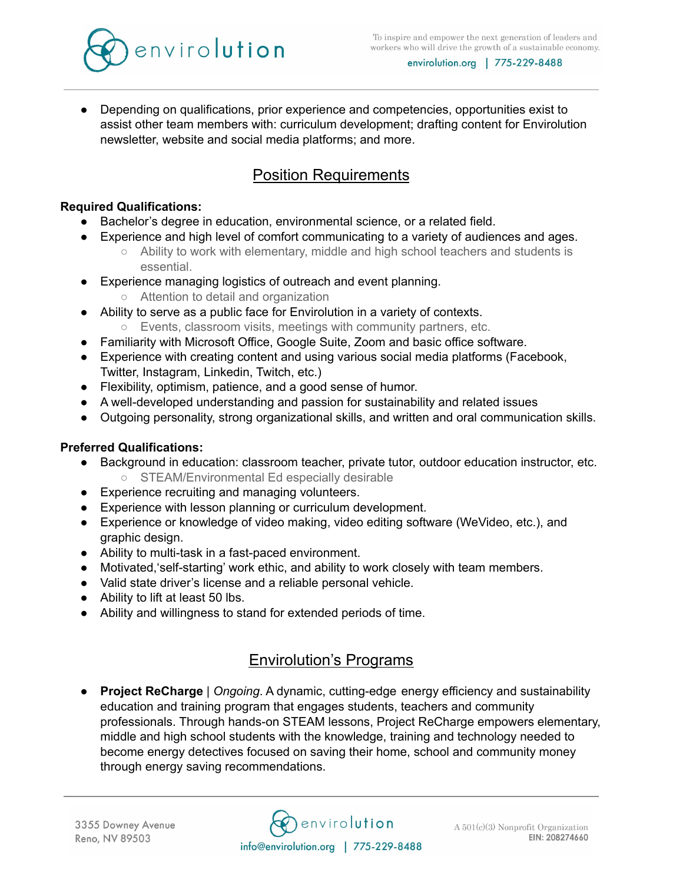- Depending on qualifications, prior experience and competencies, opportunities exist to assist other team members with: curriculum development; drafting content for Envirolution newsletter, website and social media platforms; and more.

## Position Requirements

**Required Qualifications:**

- Bachelor's degree in education, environmental science, or a related field.
- Experience and high level of comfort communicating to a variety of audiences and ages.
  - Ability to work with elementary, middle and high school teachers and students is essential.
- Experience managing logistics of outreach and event planning.
  - Attention to detail and organization
- Ability to serve as a public face for Envirolution in a variety of contexts.
  - Events, classroom visits, meetings with community partners, etc.
- Familiarity with Microsoft Office, Google Suite, Zoom and basic office software.
- Experience with creating content and using various social media platforms (Facebook, Twitter, Instagram, Linkedin, Twitch, etc.)
- Flexibility, optimism, patience, and a good sense of humor.
- A well-developed understanding and passion for sustainability and related issues
- Outgoing personality, strong organizational skills, and written and oral communication skills.

**Preferred Qualifications:**

- Background in education: classroom teacher, private tutor, outdoor education instructor, etc.
  - STEAM/Environmental Ed especially desirable
- Experience recruiting and managing volunteers.
- Experience with lesson planning or curriculum development.
- Experience or knowledge of video making, video editing software (WeVideo, etc.), and graphic design.
- Ability to multi-task in a fast-paced environment.
- Motivated,'self-starting' work ethic, and ability to work closely with team members.
- Valid state driver's license and a reliable personal vehicle.
- Ability to lift at least 50 lbs.
- Ability and willingness to stand for extended periods of time.

## Envirolution's Programs

- **Project ReCharge** | *Ongoing*. A dynamic, cutting-edge energy efficiency and sustainability education and training program that engages students, teachers and community professionals. Through hands-on STEAM lessons, Project ReCharge empowers elementary, middle and high school students with the knowledge, training and technology needed to become energy detectives focused on saving their home, school and community money through energy saving recommendations.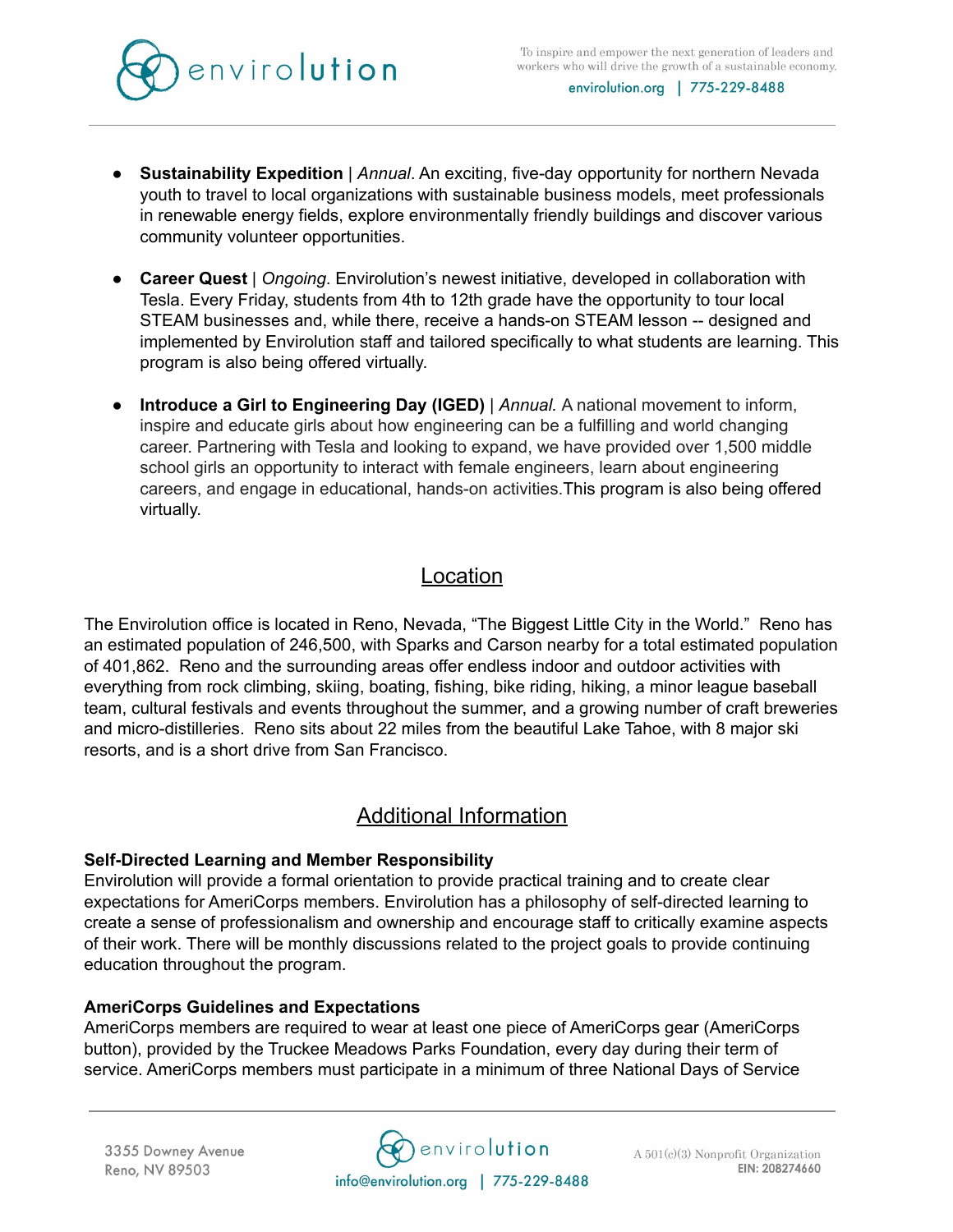- **Sustainability Expedition** | *Annual*. An exciting, five-day opportunity for northern Nevada youth to travel to local organizations with sustainable business models, meet professionals in renewable energy fields, explore environmentally friendly buildings and discover various community volunteer opportunities.

- **Career Quest** | *Ongoing*. Envirolution's newest initiative, developed in collaboration with Tesla. Every Friday, students from 4th to 12th grade have the opportunity to tour local STEAM businesses and, while there, receive a hands-on STEAM lesson -- designed and implemented by Envirolution staff and tailored specifically to what students are learning. This program is also being offered virtually.

- **Introduce a Girl to Engineering Day (IGED)** | *Annual.* A national movement to inform, inspire and educate girls about how engineering can be a fulfilling and world changing career. Partnering with Tesla and looking to expand, we have provided over 1,500 middle school girls an opportunity to interact with female engineers, learn about engineering careers, and engage in educational, hands-on activities.This program is also being offered virtually.

## Location

The Envirolution office is located in Reno, Nevada, "The Biggest Little City in the World." Reno has an estimated population of 246,500, with Sparks and Carson nearby for a total estimated population of 401,862. Reno and the surrounding areas offer endless indoor and outdoor activities with everything from rock climbing, skiing, boating, fishing, bike riding, hiking, a minor league baseball team, cultural festivals and events throughout the summer, and a growing number of craft breweries and micro-distilleries. Reno sits about 22 miles from the beautiful Lake Tahoe, with 8 major ski resorts, and is a short drive from San Francisco.

## Additional Information

**Self-Directed Learning and Member Responsibility**

Envirolution will provide a formal orientation to provide practical training and to create clear expectations for AmeriCorps members. Envirolution has a philosophy of self-directed learning to create a sense of professionalism and ownership and encourage staff to critically examine aspects of their work. There will be monthly discussions related to the project goals to provide continuing education throughout the program.

**AmeriCorps Guidelines and Expectations**

AmeriCorps members are required to wear at least one piece of AmeriCorps gear (AmeriCorps button), provided by the Truckee Meadows Parks Foundation, every day during their term of service. AmeriCorps members must participate in a minimum of three National Days of Service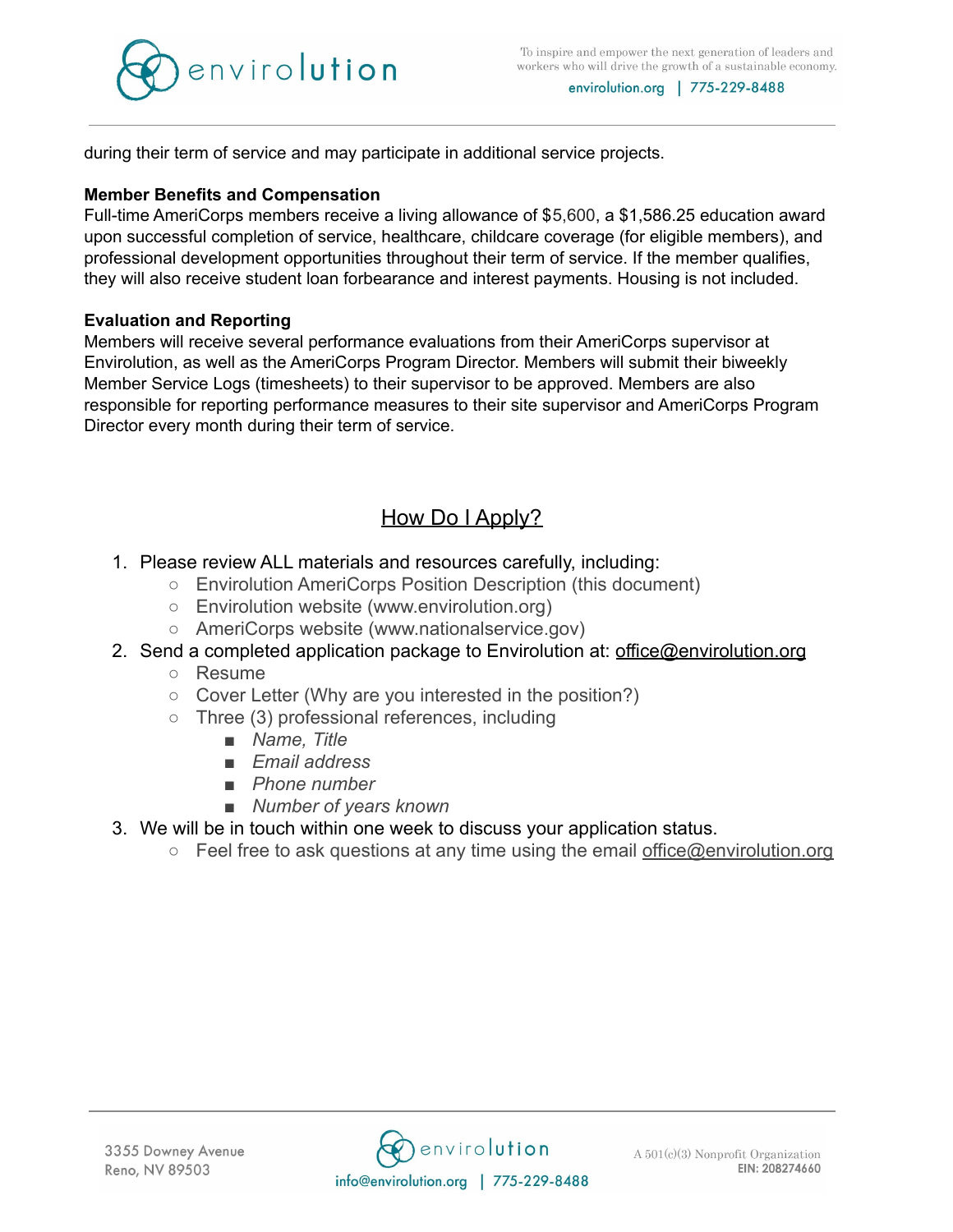during their term of service and may participate in additional service projects.

**Member Benefits and Compensation**

Full-time AmeriCorps members receive a living allowance of $5,600, a $1,586.25 education award upon successful completion of service, healthcare, childcare coverage (for eligible members), and professional development opportunities throughout their term of service. If the member qualifies, they will also receive student loan forbearance and interest payments. Housing is not included.

**Evaluation and Reporting**

Members will receive several performance evaluations from their AmeriCorps supervisor at Envirolution, as well as the AmeriCorps Program Director. Members will submit their biweekly Member Service Logs (timesheets) to their supervisor to be approved. Members are also responsible for reporting performance measures to their site supervisor and AmeriCorps Program Director every month during their term of service.

## How Do I Apply?

1. Please review ALL materials and resources carefully, including:
   - Envirolution AmeriCorps Position Description (this document)
   - Envirolution website (www.envirolution.org)
   - AmeriCorps website (www.nationalservice.gov)
2. Send a completed application package to Envirolution at: office@envirolution.org
   - Resume
   - Cover Letter (Why are you interested in the position?)
   - Three (3) professional references, including
     - *Name, Title*
     - *Email address*
     - *Phone number*
     - *Number of years known*
3. We will be in touch within one week to discuss your application status.
   - Feel free to ask questions at any time using the email office@envirolution.org